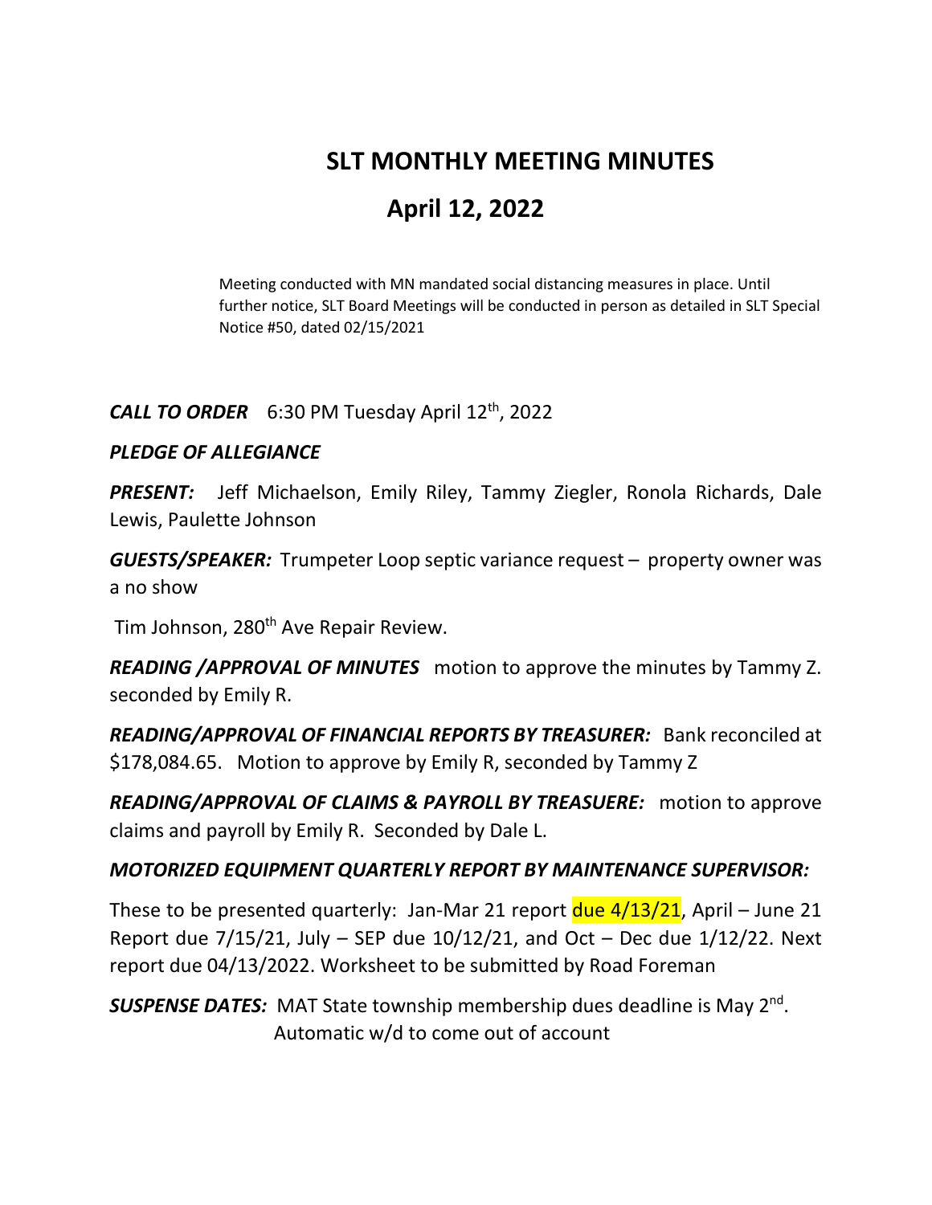# SLT MONTHLY MEETING MINUTES

## April 12, 2022

Meeting conducted with MN mandated social distancing measures in place. Until further notice, SLT Board Meetings will be conducted in person as detailed in SLT Special Notice #50, dated 02/15/2021

***CALL TO ORDER*** 6:30 PM Tuesday April 12th, 2022

***PLEDGE OF ALLEGIANCE***

***PRESENT:*** Jeff Michaelson, Emily Riley, Tammy Ziegler, Ronola Richards, Dale Lewis, Paulette Johnson

***GUESTS/SPEAKER:*** Trumpeter Loop septic variance request – property owner was a no show

Tim Johnson, 280th Ave Repair Review.

***READING /APPROVAL OF MINUTES*** motion to approve the minutes by Tammy Z. seconded by Emily R.

***READING/APPROVAL OF FINANCIAL REPORTS BY TREASURER:*** Bank reconciled at $178,084.65. Motion to approve by Emily R, seconded by Tammy Z

***READING/APPROVAL OF CLAIMS & PAYROLL BY TREASUERE:*** motion to approve claims and payroll by Emily R. Seconded by Dale L.

***MOTORIZED EQUIPMENT QUARTERLY REPORT BY MAINTENANCE SUPERVISOR:***

These to be presented quarterly: Jan-Mar 21 report due 4/13/21, April – June 21 Report due 7/15/21, July – SEP due 10/12/21, and Oct – Dec due 1/12/22. Next report due 04/13/2022. Worksheet to be submitted by Road Foreman

***SUSPENSE DATES:*** MAT State township membership dues deadline is May 2nd. Automatic w/d to come out of account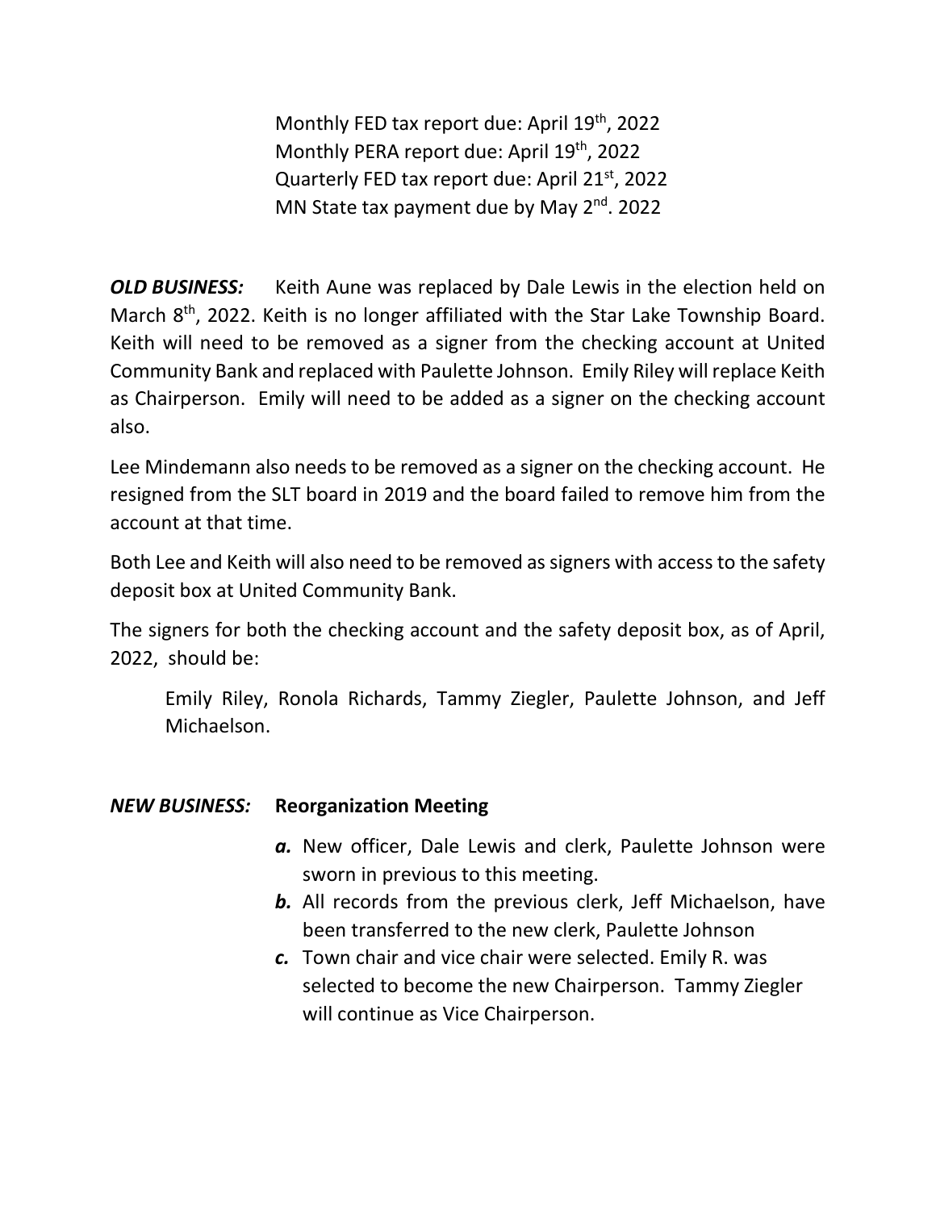Monthly FED tax report due: April 19th, 2022
Monthly PERA report due: April 19th, 2022
Quarterly FED tax report due: April 21st, 2022
MN State tax payment due by May 2nd. 2022

***OLD BUSINESS:*** Keith Aune was replaced by Dale Lewis in the election held on March 8th, 2022. Keith is no longer affiliated with the Star Lake Township Board. Keith will need to be removed as a signer from the checking account at United Community Bank and replaced with Paulette Johnson. Emily Riley will replace Keith as Chairperson. Emily will need to be added as a signer on the checking account also.

Lee Mindemann also needs to be removed as a signer on the checking account. He resigned from the SLT board in 2019 and the board failed to remove him from the account at that time.

Both Lee and Keith will also need to be removed as signers with access to the safety deposit box at United Community Bank.

The signers for both the checking account and the safety deposit box, as of April, 2022, should be:

> Emily Riley, Ronola Richards, Tammy Ziegler, Paulette Johnson, and Jeff Michaelson.

***NEW BUSINESS:*** **Reorganization Meeting**

- ***a.*** New officer, Dale Lewis and clerk, Paulette Johnson were sworn in previous to this meeting.
- ***b.*** All records from the previous clerk, Jeff Michaelson, have been transferred to the new clerk, Paulette Johnson
- ***c.*** Town chair and vice chair were selected. Emily R. was selected to become the new Chairperson. Tammy Ziegler will continue as Vice Chairperson.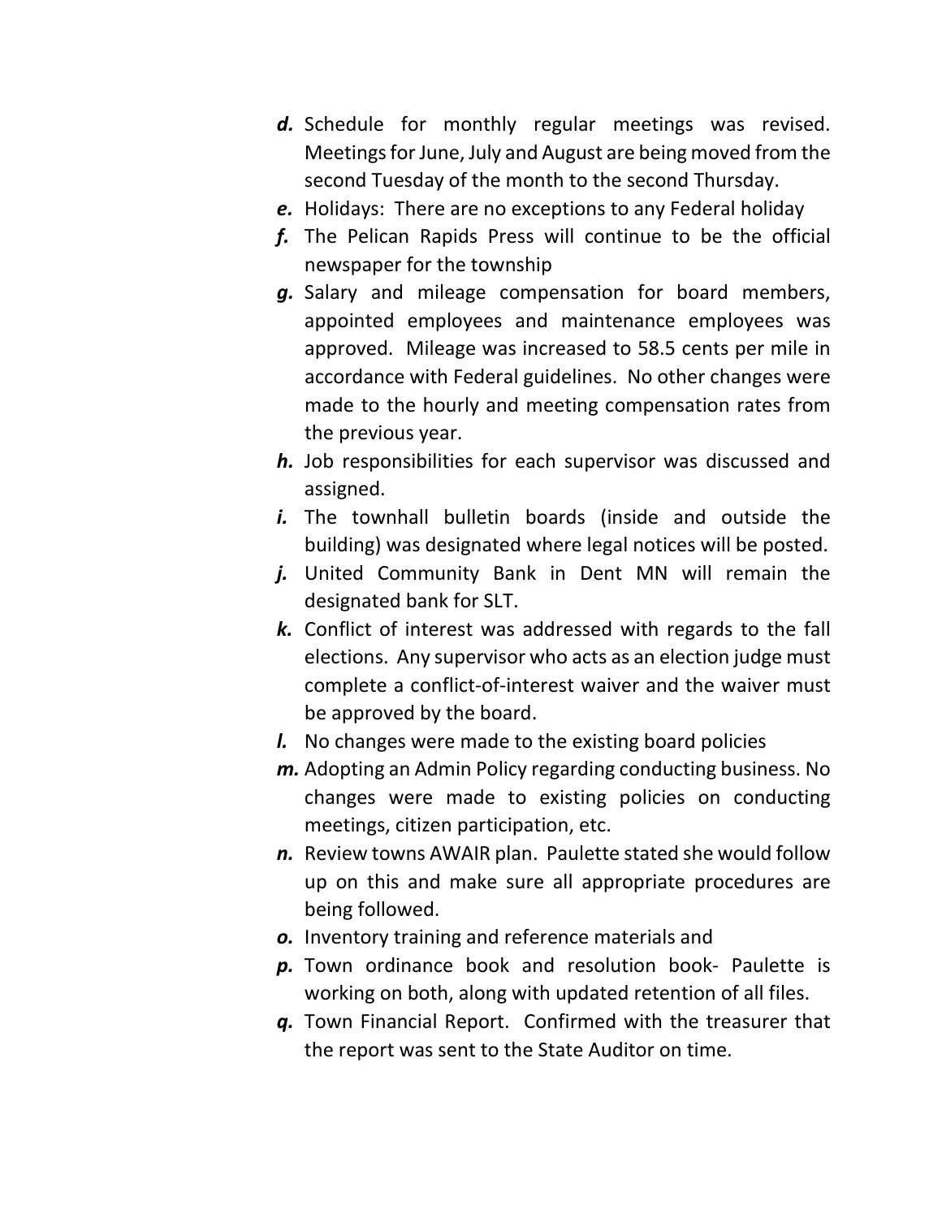***d.*** Schedule for monthly regular meetings was revised. Meetings for June, July and August are being moved from the second Tuesday of the month to the second Thursday.

***e.*** Holidays: There are no exceptions to any Federal holiday

***f.*** The Pelican Rapids Press will continue to be the official newspaper for the township

***g.*** Salary and mileage compensation for board members, appointed employees and maintenance employees was approved. Mileage was increased to 58.5 cents per mile in accordance with Federal guidelines. No other changes were made to the hourly and meeting compensation rates from the previous year.

***h.*** Job responsibilities for each supervisor was discussed and assigned.

***i.*** The townhall bulletin boards (inside and outside the building) was designated where legal notices will be posted.

***j.*** United Community Bank in Dent MN will remain the designated bank for SLT.

***k.*** Conflict of interest was addressed with regards to the fall elections. Any supervisor who acts as an election judge must complete a conflict-of-interest waiver and the waiver must be approved by the board.

***l.*** No changes were made to the existing board policies

***m.*** Adopting an Admin Policy regarding conducting business. No changes were made to existing policies on conducting meetings, citizen participation, etc.

***n.*** Review towns AWAIR plan. Paulette stated she would follow up on this and make sure all appropriate procedures are being followed.

***o.*** Inventory training and reference materials and

***p.*** Town ordinance book and resolution book- Paulette is working on both, along with updated retention of all files.

***q.*** Town Financial Report. Confirmed with the treasurer that the report was sent to the State Auditor on time.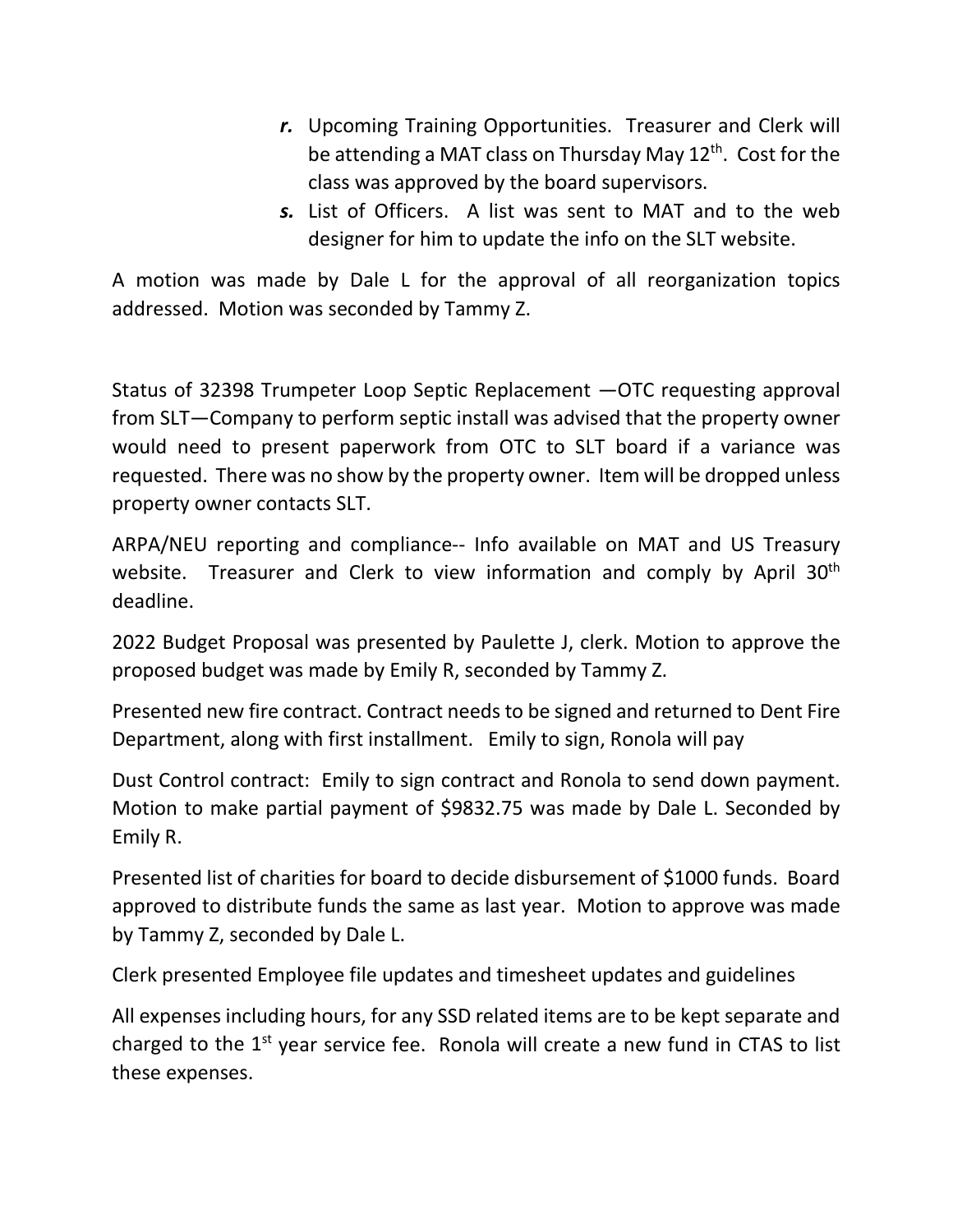*r.* Upcoming Training Opportunities. Treasurer and Clerk will be attending a MAT class on Thursday May 12th. Cost for the class was approved by the board supervisors.

*s.* List of Officers. A list was sent to MAT and to the web designer for him to update the info on the SLT website.

A motion was made by Dale L for the approval of all reorganization topics addressed. Motion was seconded by Tammy Z.

Status of 32398 Trumpeter Loop Septic Replacement —OTC requesting approval from SLT—Company to perform septic install was advised that the property owner would need to present paperwork from OTC to SLT board if a variance was requested. There was no show by the property owner. Item will be dropped unless property owner contacts SLT.

ARPA/NEU reporting and compliance-- Info available on MAT and US Treasury website. Treasurer and Clerk to view information and comply by April 30th deadline.

2022 Budget Proposal was presented by Paulette J, clerk. Motion to approve the proposed budget was made by Emily R, seconded by Tammy Z.

Presented new fire contract. Contract needs to be signed and returned to Dent Fire Department, along with first installment. Emily to sign, Ronola will pay

Dust Control contract: Emily to sign contract and Ronola to send down payment. Motion to make partial payment of $9832.75 was made by Dale L. Seconded by Emily R.

Presented list of charities for board to decide disbursement of $1000 funds. Board approved to distribute funds the same as last year. Motion to approve was made by Tammy Z, seconded by Dale L.

Clerk presented Employee file updates and timesheet updates and guidelines

All expenses including hours, for any SSD related items are to be kept separate and charged to the 1st year service fee. Ronola will create a new fund in CTAS to list these expenses.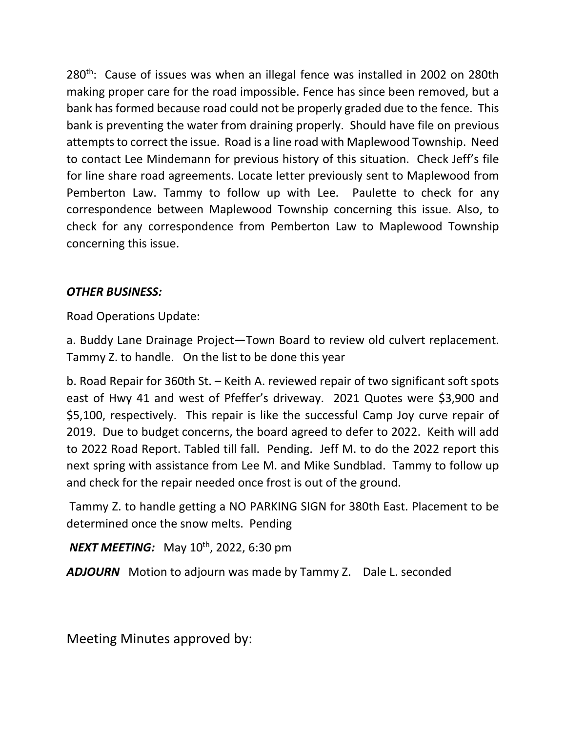280th: Cause of issues was when an illegal fence was installed in 2002 on 280th making proper care for the road impossible. Fence has since been removed, but a bank has formed because road could not be properly graded due to the fence. This bank is preventing the water from draining properly. Should have file on previous attempts to correct the issue. Road is a line road with Maplewood Township. Need to contact Lee Mindemann for previous history of this situation. Check Jeff's file for line share road agreements. Locate letter previously sent to Maplewood from Pemberton Law. Tammy to follow up with Lee. Paulette to check for any correspondence between Maplewood Township concerning this issue. Also, to check for any correspondence from Pemberton Law to Maplewood Township concerning this issue.

***OTHER BUSINESS:***

Road Operations Update:

a. Buddy Lane Drainage Project—Town Board to review old culvert replacement. Tammy Z. to handle. On the list to be done this year

b. Road Repair for 360th St. – Keith A. reviewed repair of two significant soft spots east of Hwy 41 and west of Pfeffer's driveway. 2021 Quotes were $3,900 and $5,100, respectively. This repair is like the successful Camp Joy curve repair of 2019. Due to budget concerns, the board agreed to defer to 2022. Keith will add to 2022 Road Report. Tabled till fall. Pending. Jeff M. to do the 2022 report this next spring with assistance from Lee M. and Mike Sundblad. Tammy to follow up and check for the repair needed once frost is out of the ground.

Tammy Z. to handle getting a NO PARKING SIGN for 380th East. Placement to be determined once the snow melts. Pending

***NEXT MEETING:*** May 10th, 2022, 6:30 pm

***ADJOURN*** Motion to adjourn was made by Tammy Z. Dale L. seconded

Meeting Minutes approved by: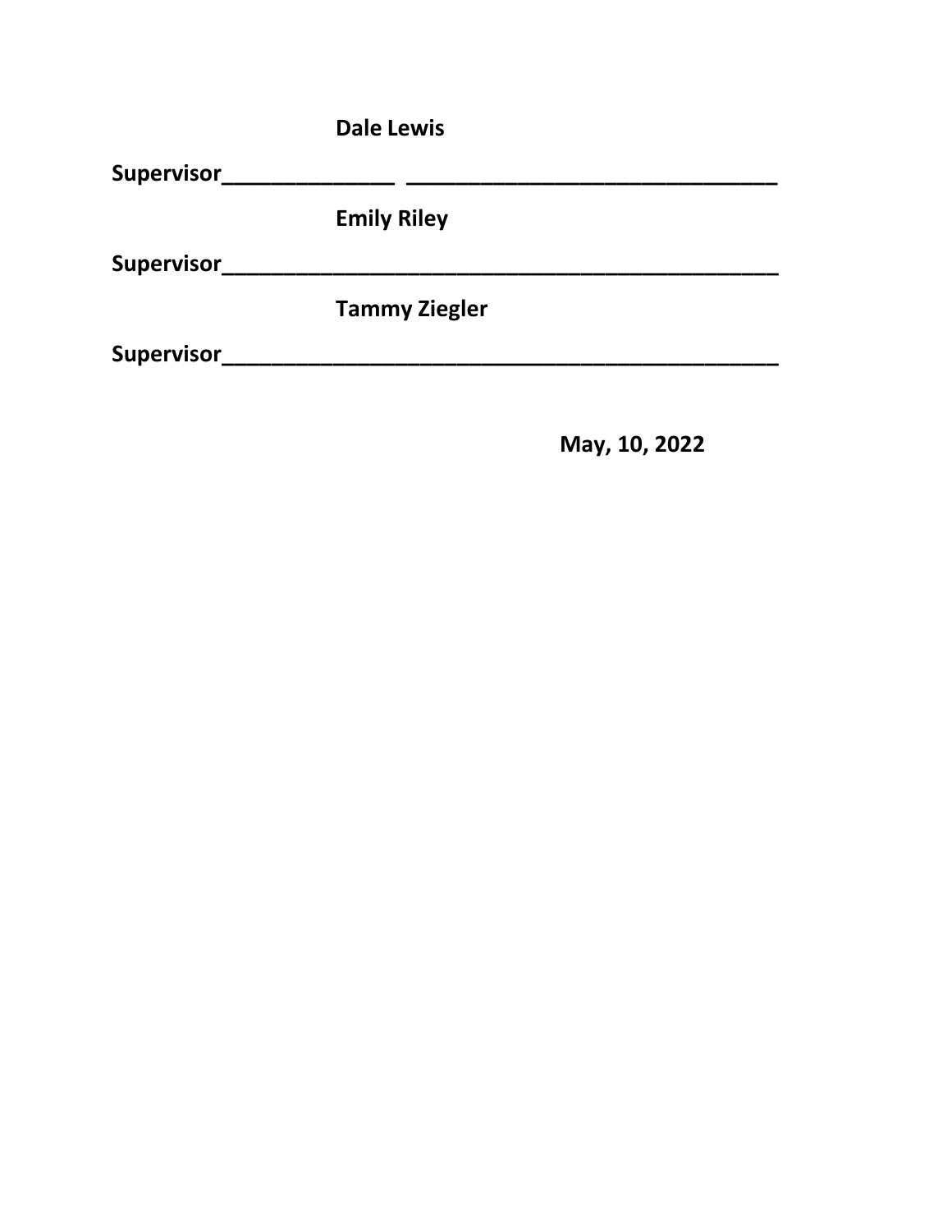**Dale Lewis**

**Supervisor______________ ______________________________**

**Emily Riley**

**Supervisor_____________________________________________**

**Tammy Ziegler**

**Supervisor_____________________________________________**

**May, 10, 2022**